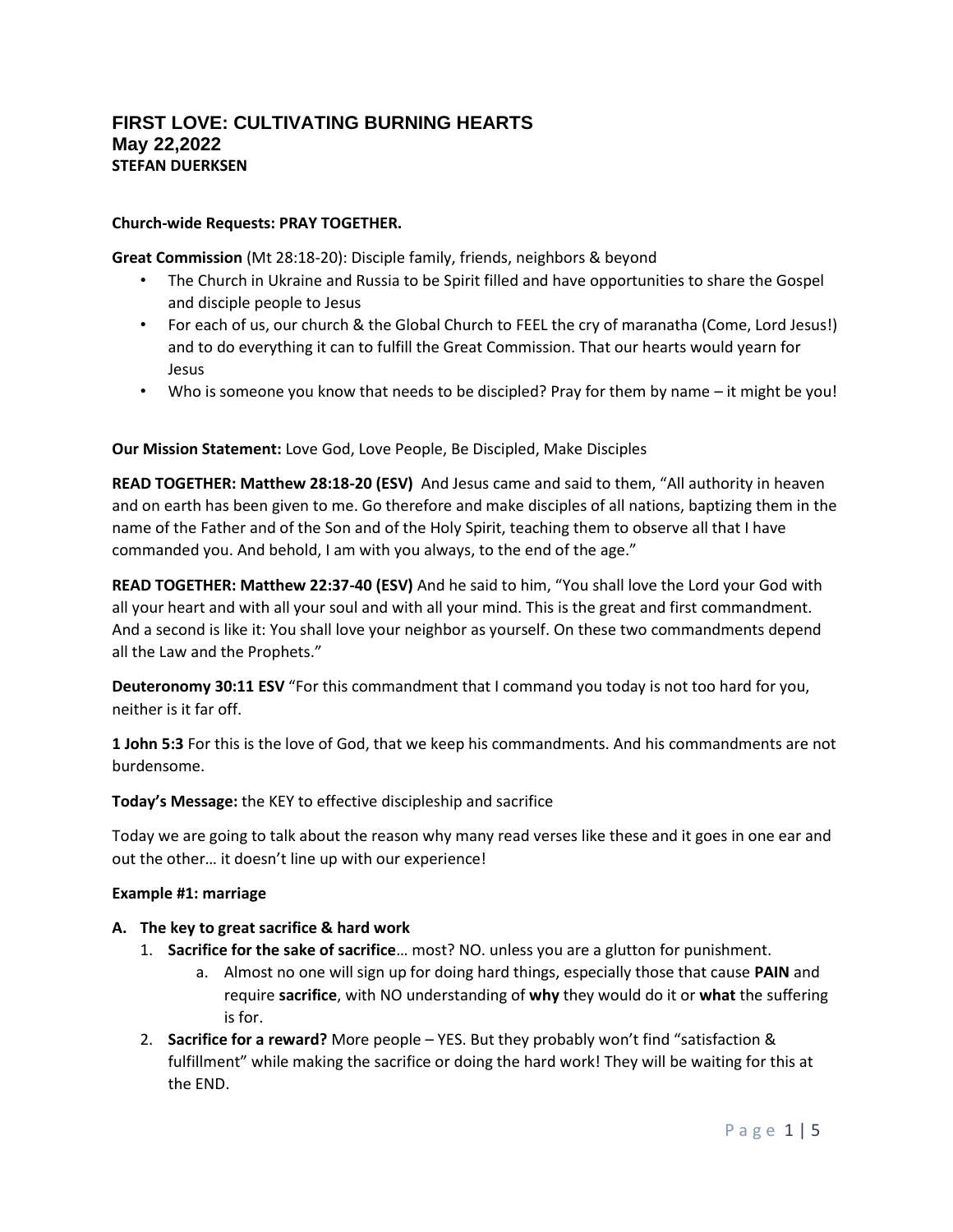# FIRST LOVE: CULTIVATING BURNING HEARTS
## May 22,2022
### STEFAN DUERKSEN

**Church-wide Requests: PRAY TOGETHER.**

**Great Commission** (Mt 28:18-20): Disciple family, friends, neighbors & beyond

- The Church in Ukraine and Russia to be Spirit filled and have opportunities to share the Gospel and disciple people to Jesus
- For each of us, our church & the Global Church to FEEL the cry of maranatha (Come, Lord Jesus!) and to do everything it can to fulfill the Great Commission. That our hearts would yearn for Jesus
- Who is someone you know that needs to be discipled? Pray for them by name – it might be you!

**Our Mission Statement:** Love God, Love People, Be Discipled, Make Disciples

**READ TOGETHER: Matthew 28:18-20 (ESV)** And Jesus came and said to them, "All authority in heaven and on earth has been given to me. Go therefore and make disciples of all nations, baptizing them in the name of the Father and of the Son and of the Holy Spirit, teaching them to observe all that I have commanded you. And behold, I am with you always, to the end of the age."

**READ TOGETHER: Matthew 22:37-40 (ESV)** And he said to him, "You shall love the Lord your God with all your heart and with all your soul and with all your mind. This is the great and first commandment. And a second is like it: You shall love your neighbor as yourself. On these two commandments depend all the Law and the Prophets."

**Deuteronomy 30:11 ESV** "For this commandment that I command you today is not too hard for you, neither is it far off.

**1 John 5:3** For this is the love of God, that we keep his commandments. And his commandments are not burdensome.

**Today's Message:** the KEY to effective discipleship and sacrifice

Today we are going to talk about the reason why many read verses like these and it goes in one ear and out the other… it doesn't line up with our experience!

**Example #1: marriage**

**A. The key to great sacrifice & hard work**

1. **Sacrifice for the sake of sacrifice**… most? NO. unless you are a glutton for punishment.
   a. Almost no one will sign up for doing hard things, especially those that cause **PAIN** and require **sacrifice**, with NO understanding of **why** they would do it or **what** the suffering is for.
2. **Sacrifice for a reward?** More people – YES. But they probably won't find "satisfaction & fulfillment" while making the sacrifice or doing the hard work! They will be waiting for this at the END.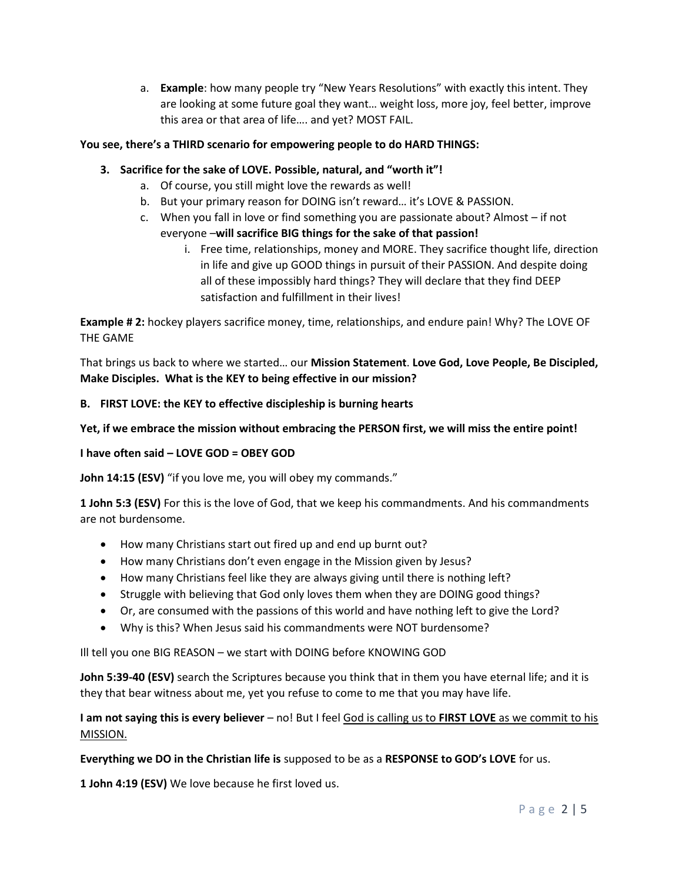a. **Example**: how many people try "New Years Resolutions" with exactly this intent. They are looking at some future goal they want… weight loss, more joy, feel better, improve this area or that area of life…. and yet? MOST FAIL.

**You see, there's a THIRD scenario for empowering people to do HARD THINGS:**

3. **Sacrifice for the sake of LOVE. Possible, natural, and "worth it"!**
   a. Of course, you still might love the rewards as well!
   b. But your primary reason for DOING isn't reward… it's LOVE & PASSION.
   c. When you fall in love or find something you are passionate about? Almost – if not everyone –**will sacrifice BIG things for the sake of that passion!**
      i. Free time, relationships, money and MORE. They sacrifice thought life, direction in life and give up GOOD things in pursuit of their PASSION. And despite doing all of these impossibly hard things? They will declare that they find DEEP satisfaction and fulfillment in their lives!

**Example # 2:** hockey players sacrifice money, time, relationships, and endure pain! Why? The LOVE OF THE GAME

That brings us back to where we started… our **Mission Statement**. **Love God, Love People, Be Discipled, Make Disciples. What is the KEY to being effective in our mission?**

**B. FIRST LOVE: the KEY to effective discipleship is burning hearts**

**Yet, if we embrace the mission without embracing the PERSON first, we will miss the entire point!**

**I have often said – LOVE GOD = OBEY GOD**

**John 14:15 (ESV)** "if you love me, you will obey my commands."

**1 John 5:3 (ESV)** For this is the love of God, that we keep his commandments. And his commandments are not burdensome.

- How many Christians start out fired up and end up burnt out?
- How many Christians don't even engage in the Mission given by Jesus?
- How many Christians feel like they are always giving until there is nothing left?
- Struggle with believing that God only loves them when they are DOING good things?
- Or, are consumed with the passions of this world and have nothing left to give the Lord?
- Why is this? When Jesus said his commandments were NOT burdensome?

Ill tell you one BIG REASON – we start with DOING before KNOWING GOD

**John 5:39-40 (ESV)** search the Scriptures because you think that in them you have eternal life; and it is they that bear witness about me, yet you refuse to come to me that you may have life.

**I am not saying this is every believer** – no! But I feel <u>God is calling us to **FIRST LOVE** as we commit to his MISSION.</u>

**Everything we DO in the Christian life is** supposed to be as a **RESPONSE to GOD's LOVE** for us.

**1 John 4:19 (ESV)** We love because he first loved us.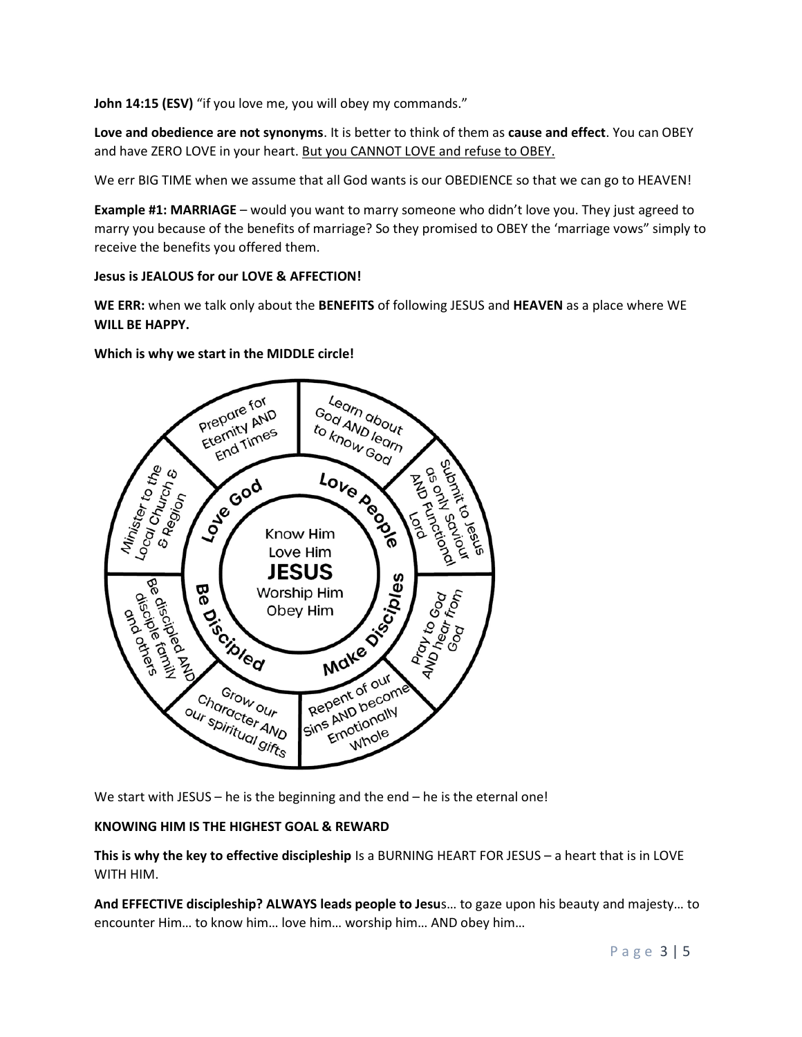**John 14:15 (ESV)** "if you love me, you will obey my commands."

**Love and obedience are not synonyms**. It is better to think of them as **cause and effect**. You can OBEY and have ZERO LOVE in your heart. But you CANNOT LOVE and refuse to OBEY.

We err BIG TIME when we assume that all God wants is our OBEDIENCE so that we can go to HEAVEN!

**Example #1: MARRIAGE** – would you want to marry someone who didn't love you. They just agreed to marry you because of the benefits of marriage? So they promised to OBEY the 'marriage vows" simply to receive the benefits you offered them.

**Jesus is JEALOUS for our LOVE & AFFECTION!**

**WE ERR:** when we talk only about the **BENEFITS** of following JESUS and **HEAVEN** as a place where WE **WILL BE HAPPY.**

**Which is why we start in the MIDDLE circle!**

Know Him
Love Him
**JESUS**
Worship Him
Obey Him

Love God
Love People
Make Disciples
Be Discipled

Prepare for Eternity AND End Times
Learn about God AND learn to know God
Submit to Jesus as only Saviour AND Functional Lord
Pray to God AND hear from God
Repent of our Sins AND become Emotionally Whole
Grow our Character AND our spiritual gifts
Be discipled AND disciple family and others
Minister to the Local Church & Region

We start with JESUS – he is the beginning and the end – he is the eternal one!

**KNOWING HIM IS THE HIGHEST GOAL & REWARD**

**This is why the key to effective discipleship** Is a BURNING HEART FOR JESUS – a heart that is in LOVE WITH HIM.

**And EFFECTIVE discipleship? ALWAYS leads people to Jesu**s… to gaze upon his beauty and majesty… to encounter Him… to know him… love him… worship him… AND obey him…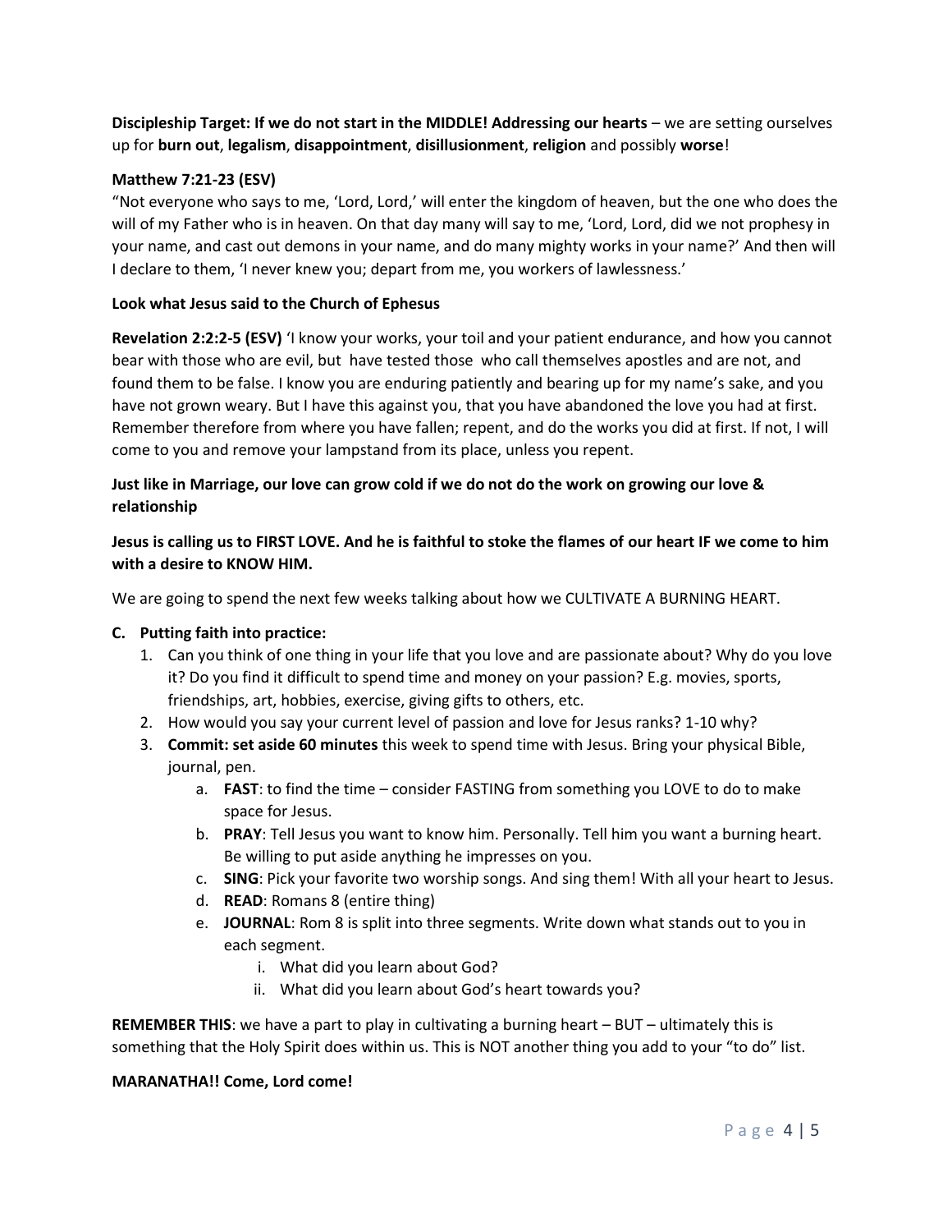**Discipleship Target: If we do not start in the MIDDLE! Addressing our hearts** – we are setting ourselves up for **burn out**, **legalism**, **disappointment**, **disillusionment**, **religion** and possibly **worse**!

**Matthew 7:21-23 (ESV)**

"Not everyone who says to me, 'Lord, Lord,' will enter the kingdom of heaven, but the one who does the will of my Father who is in heaven. On that day many will say to me, 'Lord, Lord, did we not prophesy in your name, and cast out demons in your name, and do many mighty works in your name?' And then will I declare to them, 'I never knew you; depart from me, you workers of lawlessness.'

**Look what Jesus said to the Church of Ephesus**

**Revelation 2:2:2-5 (ESV)** 'I know your works, your toil and your patient endurance, and how you cannot bear with those who are evil, but have tested those who call themselves apostles and are not, and found them to be false. I know you are enduring patiently and bearing up for my name's sake, and you have not grown weary. But I have this against you, that you have abandoned the love you had at first. Remember therefore from where you have fallen; repent, and do the works you did at first. If not, I will come to you and remove your lampstand from its place, unless you repent.

**Just like in Marriage, our love can grow cold if we do not do the work on growing our love & relationship**

**Jesus is calling us to FIRST LOVE. And he is faithful to stoke the flames of our heart IF we come to him with a desire to KNOW HIM.**

We are going to spend the next few weeks talking about how we CULTIVATE A BURNING HEART.

**C. Putting faith into practice:**

1. Can you think of one thing in your life that you love and are passionate about? Why do you love it? Do you find it difficult to spend time and money on your passion? E.g. movies, sports, friendships, art, hobbies, exercise, giving gifts to others, etc.
2. How would you say your current level of passion and love for Jesus ranks? 1-10 why?
3. **Commit: set aside 60 minutes** this week to spend time with Jesus. Bring your physical Bible, journal, pen.
   a. **FAST**: to find the time – consider FASTING from something you LOVE to do to make space for Jesus.
   b. **PRAY**: Tell Jesus you want to know him. Personally. Tell him you want a burning heart. Be willing to put aside anything he impresses on you.
   c. **SING**: Pick your favorite two worship songs. And sing them! With all your heart to Jesus.
   d. **READ**: Romans 8 (entire thing)
   e. **JOURNAL**: Rom 8 is split into three segments. Write down what stands out to you in each segment.
      i. What did you learn about God?
      ii. What did you learn about God's heart towards you?

**REMEMBER THIS**: we have a part to play in cultivating a burning heart – BUT – ultimately this is something that the Holy Spirit does within us. This is NOT another thing you add to your "to do" list.

**MARANATHA!! Come, Lord come!**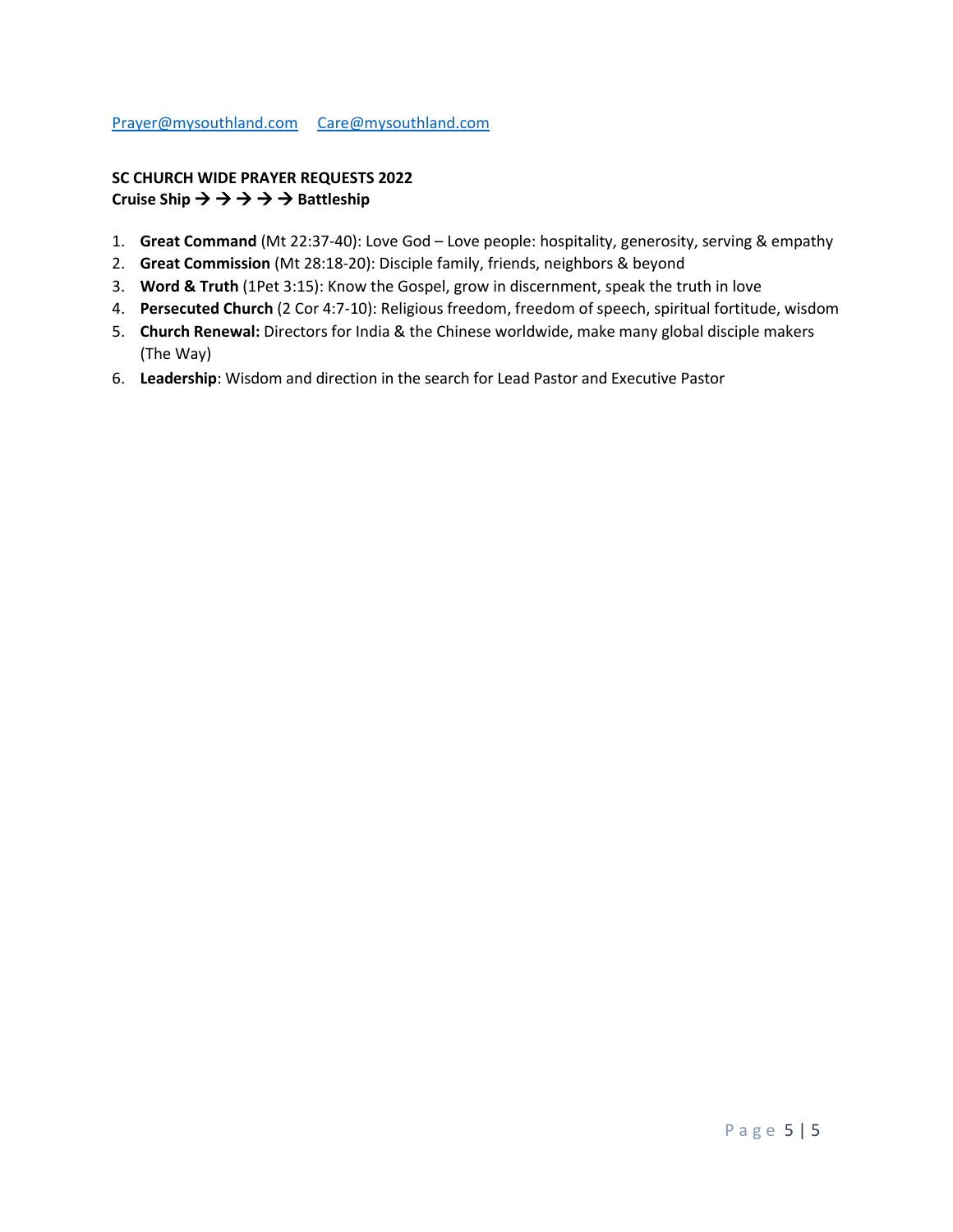Prayer@mysouthland.com  Care@mysouthland.com

**SC CHURCH WIDE PRAYER REQUESTS 2022**
**Cruise Ship → → → → → Battleship**

1. **Great Command** (Mt 22:37-40): Love God – Love people: hospitality, generosity, serving & empathy
2. **Great Commission** (Mt 28:18-20): Disciple family, friends, neighbors & beyond
3. **Word & Truth** (1Pet 3:15): Know the Gospel, grow in discernment, speak the truth in love
4. **Persecuted Church** (2 Cor 4:7-10): Religious freedom, freedom of speech, spiritual fortitude, wisdom
5. **Church Renewal:** Directors for India & the Chinese worldwide, make many global disciple makers (The Way)
6. **Leadership**: Wisdom and direction in the search for Lead Pastor and Executive Pastor